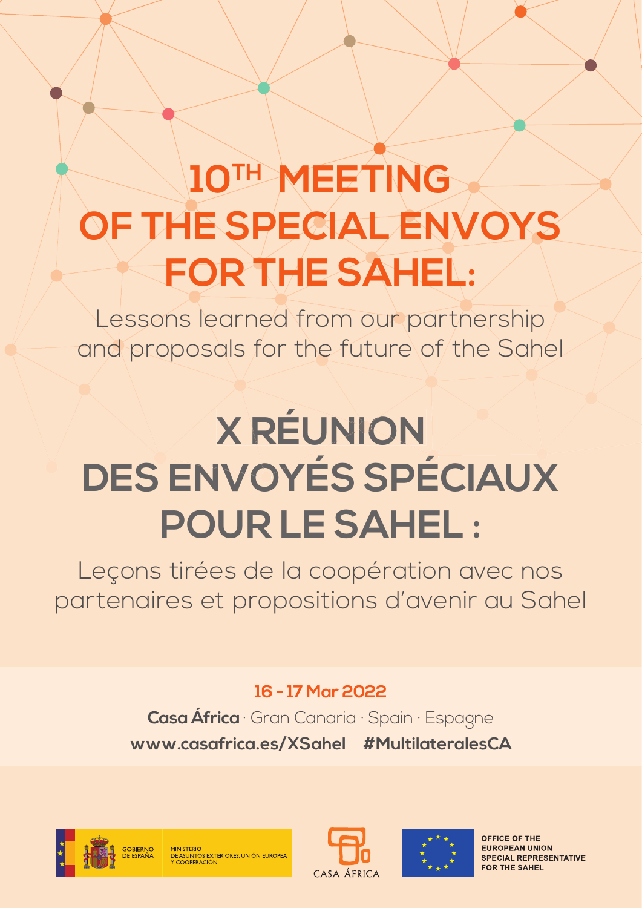# 10TH MEETING OF THE SPECIAL ENVOYS FOR THE SAHEL:

Lessons learned from our partnership and proposals for the future of the Sahel

# X RÉUNION DES ENVOYÉS SPÉCIAUX POUR LE SAHEL :

Leçons tirées de la coopération avec nos partenaires et propositions d'avenir au Sahel

**16 - 17 Mar 2022**

**Casa África** · Gran Canaria · Spain · Espagne

**www.casafrica.es/XSahel #MultilateralesCA**

GOBIERNO DE ESPAÑA · MINISTERIO DE ASUNTOS EXTERIORES, UNIÓN EUROPEA Y COOPERACIÓN

CASA ÁFRICA

OFFICE OF THE EUROPEAN UNION SPECIAL REPRESENTATIVE FOR THE SAHEL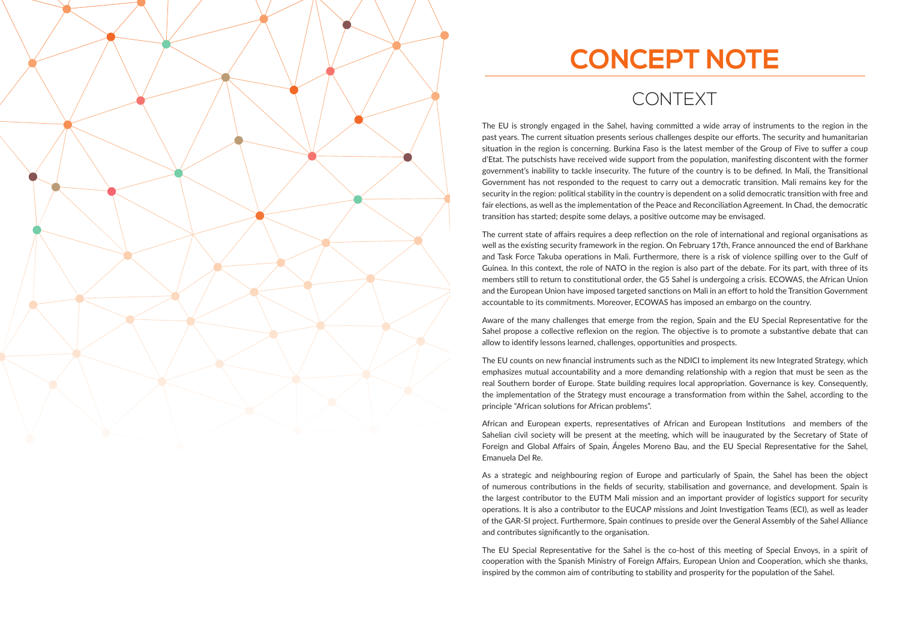# CONCEPT NOTE

## CONTEXT

The EU is strongly engaged in the Sahel, having committed a wide array of instruments to the region in the past years. The current situation presents serious challenges despite our efforts. The security and humanitarian situation in the region is concerning. Burkina Faso is the latest member of the Group of Five to suffer a coup d'Etat. The putschists have received wide support from the population, manifesting discontent with the former government's inability to tackle insecurity. The future of the country is to be defined. In Mali, the Transitional Government has not responded to the request to carry out a democratic transition. Mali remains key for the security in the region: political stability in the country is dependent on a solid democratic transition with free and fair elections, as well as the implementation of the Peace and Reconciliation Agreement. In Chad, the democratic transition has started; despite some delays, a positive outcome may be envisaged.

The current state of affairs requires a deep reflection on the role of international and regional organisations as well as the existing security framework in the region. On February 17th, France announced the end of Barkhane and Task Force Takuba operations in Mali. Furthermore, there is a risk of violence spilling over to the Gulf of Guinea. In this context, the role of NATO in the region is also part of the debate. For its part, with three of its members still to return to constitutional order, the G5 Sahel is undergoing a crisis. ECOWAS, the African Union and the European Union have imposed targeted sanctions on Mali in an effort to hold the Transition Government accountable to its commitments. Moreover, ECOWAS has imposed an embargo on the country.

Aware of the many challenges that emerge from the region, Spain and the EU Special Representative for the Sahel propose a collective reflexion on the region. The objective is to promote a substantive debate that can allow to identify lessons learned, challenges, opportunities and prospects.

The EU counts on new financial instruments such as the NDICI to implement its new Integrated Strategy, which emphasizes mutual accountability and a more demanding relationship with a region that must be seen as the real Southern border of Europe. State building requires local appropriation. Governance is key. Consequently, the implementation of the Strategy must encourage a transformation from within the Sahel, according to the principle "African solutions for African problems".

African and European experts, representatives of African and European Institutions and members of the Sahelian civil society will be present at the meeting, which will be inaugurated by the Secretary of State of Foreign and Global Affairs of Spain, Ángeles Moreno Bau, and the EU Special Representative for the Sahel, Emanuela Del Re.

As a strategic and neighbouring region of Europe and particularly of Spain, the Sahel has been the object of numerous contributions in the fields of security, stabilisation and governance, and development. Spain is the largest contributor to the EUTM Mali mission and an important provider of logistics support for security operations. It is also a contributor to the EUCAP missions and Joint Investigation Teams (ECI), as well as leader of the GAR-SI project. Furthermore, Spain continues to preside over the General Assembly of the Sahel Alliance and contributes significantly to the organisation.

The EU Special Representative for the Sahel is the co-host of this meeting of Special Envoys, in a spirit of cooperation with the Spanish Ministry of Foreign Affairs, European Union and Cooperation, which she thanks, inspired by the common aim of contributing to stability and prosperity for the population of the Sahel.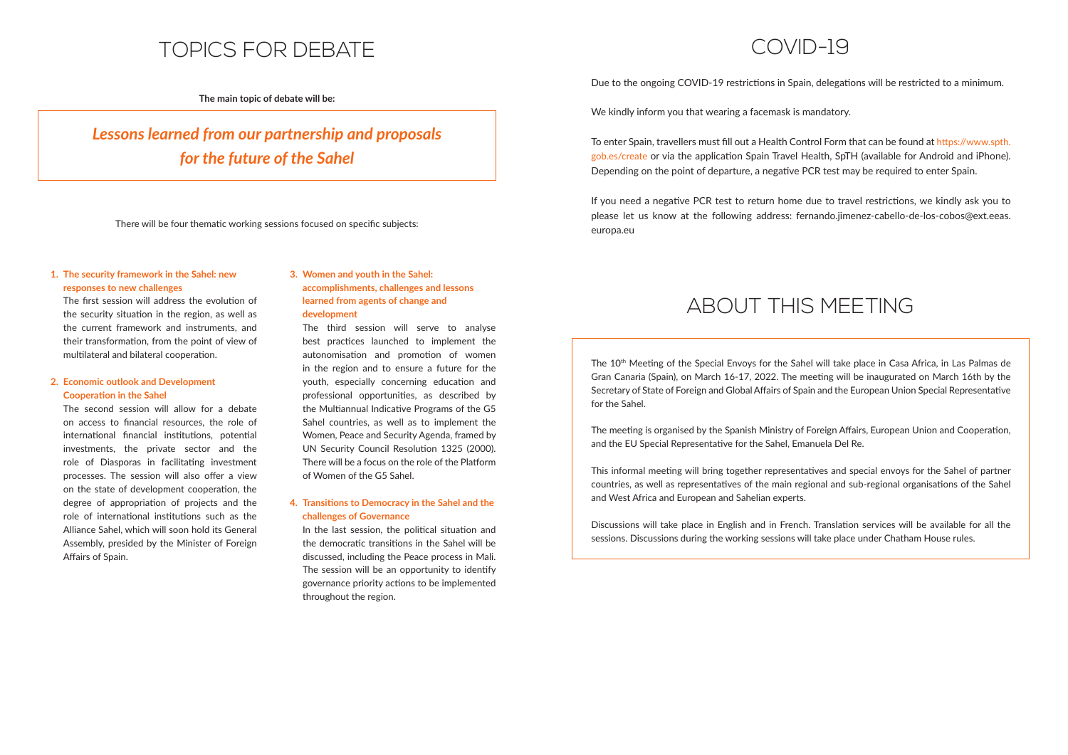# TOPICS FOR DEBATE

**The main topic of debate will be:**

***Lessons learned from our partnership and proposals for the future of the Sahel***

There will be four thematic working sessions focused on specific subjects:

1. **The security framework in the Sahel: new responses to new challenges**
   The first session will address the evolution of the security situation in the region, as well as the current framework and instruments, and their transformation, from the point of view of multilateral and bilateral cooperation.

2. **Economic outlook and Development Cooperation in the Sahel**
   The second session will allow for a debate on access to financial resources, the role of international financial institutions, potential investments, the private sector and the role of Diasporas in facilitating investment processes. The session will also offer a view on the state of development cooperation, the degree of appropriation of projects and the role of international institutions such as the Alliance Sahel, which will soon hold its General Assembly, presided by the Minister of Foreign Affairs of Spain.

3. **Women and youth in the Sahel: accomplishments, challenges and lessons learned from agents of change and development**
   The third session will serve to analyse best practices launched to implement the autonomisation and promotion of women in the region and to ensure a future for the youth, especially concerning education and professional opportunities, as described by the Multiannual Indicative Programs of the G5 Sahel countries, as well as to implement the Women, Peace and Security Agenda, framed by UN Security Council Resolution 1325 (2000). There will be a focus on the role of the Platform of Women of the G5 Sahel.

4. **Transitions to Democracy in the Sahel and the challenges of Governance**
   In the last session, the political situation and the democratic transitions in the Sahel will be discussed, including the Peace process in Mali. The session will be an opportunity to identify governance priority actions to be implemented throughout the region.

# COVID-19

Due to the ongoing COVID-19 restrictions in Spain, delegations will be restricted to a minimum.

We kindly inform you that wearing a facemask is mandatory.

To enter Spain, travellers must fill out a Health Control Form that can be found at https://www.spth.gob.es/create or via the application Spain Travel Health, SpTH (available for Android and iPhone). Depending on the point of departure, a negative PCR test may be required to enter Spain.

If you need a negative PCR test to return home due to travel restrictions, we kindly ask you to please let us know at the following address: fernando.jimenez-cabello-de-los-cobos@ext.eeas.europa.eu

# ABOUT THIS MEETING

The 10th Meeting of the Special Envoys for the Sahel will take place in Casa Africa, in Las Palmas de Gran Canaria (Spain), on March 16-17, 2022. The meeting will be inaugurated on March 16th by the Secretary of State of Foreign and Global Affairs of Spain and the European Union Special Representative for the Sahel.

The meeting is organised by the Spanish Ministry of Foreign Affairs, European Union and Cooperation, and the EU Special Representative for the Sahel, Emanuela Del Re.

This informal meeting will bring together representatives and special envoys for the Sahel of partner countries, as well as representatives of the main regional and sub-regional organisations of the Sahel and West Africa and European and Sahelian experts.

Discussions will take place in English and in French. Translation services will be available for all the sessions. Discussions during the working sessions will take place under Chatham House rules.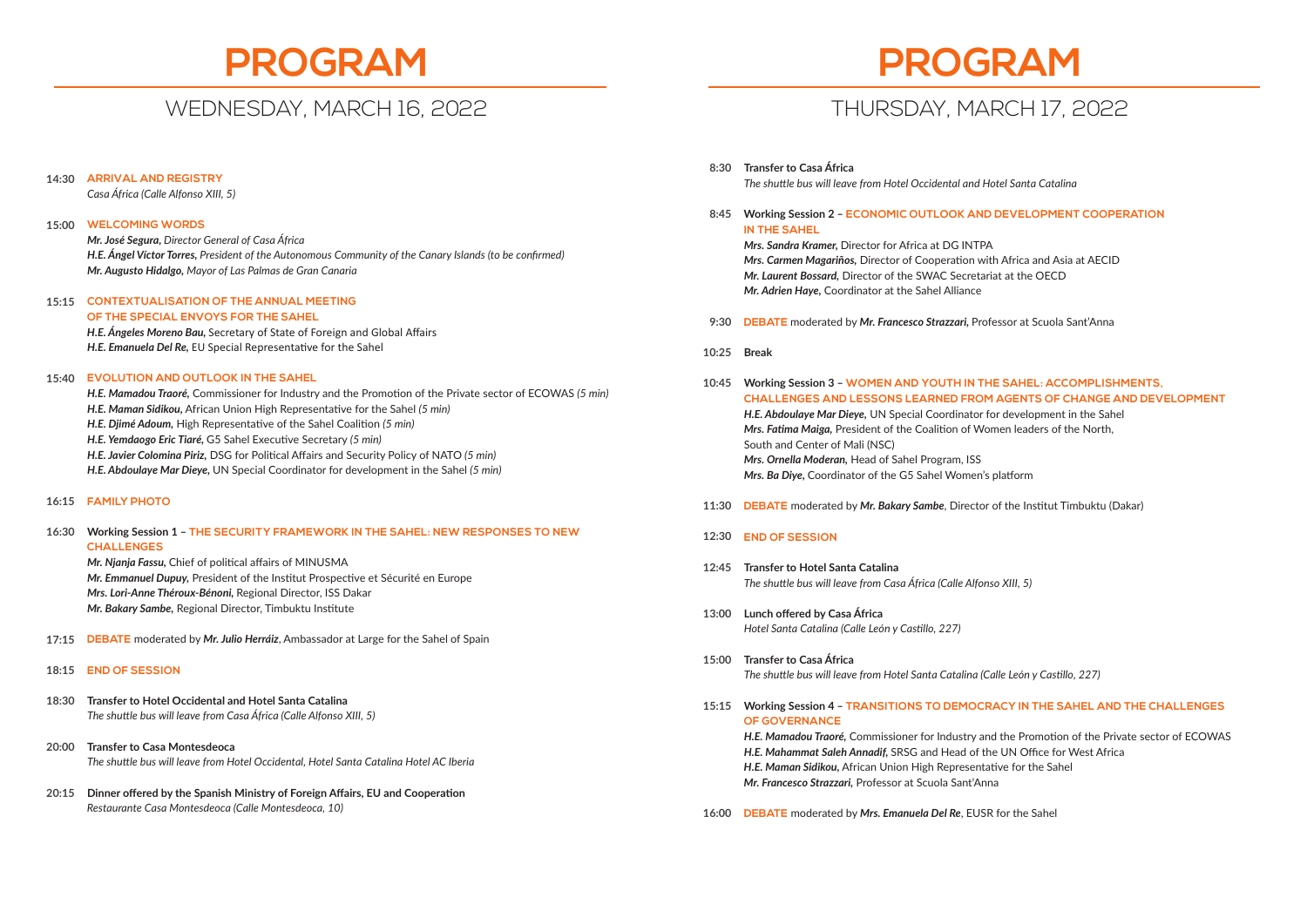# PROGRAM

## WEDNESDAY, MARCH 16, 2022

**14:30** **ARRIVAL AND REGISTRY**
*Casa África (Calle Alfonso XIII, 5)*

**15:00** **WELCOMING WORDS**
***Mr. José Segura,*** *Director General of Casa África*
***H.E. Ángel Victor Torres,*** *President of the Autonomous Community of the Canary Islands (to be confirmed)*
***Mr. Augusto Hidalgo,*** *Mayor of Las Palmas de Gran Canaria*

**15:15** **CONTEXTUALISATION OF THE ANNUAL MEETING OF THE SPECIAL ENVOYS FOR THE SAHEL**
***H.E. Ángeles Moreno Bau,*** Secretary of State of Foreign and Global Affairs
***H.E. Emanuela Del Re,*** EU Special Representative for the Sahel

**15:40** **EVOLUTION AND OUTLOOK IN THE SAHEL**
***H.E. Mamadou Traoré,*** Commissioner for Industry and the Promotion of the Private sector of ECOWAS *(5 min)*
***H.E. Maman Sidikou,*** African Union High Representative for the Sahel *(5 min)*
***H.E. Djimé Adoum,*** High Representative of the Sahel Coalition *(5 min)*
***H.E. Yemdaogo Eric Tiaré,*** G5 Sahel Executive Secretary *(5 min)*
***H.E. Javier Colomina Piriz,*** DSG for Political Affairs and Security Policy of NATO *(5 min)*
***H.E. Abdoulaye Mar Dieye,*** UN Special Coordinator for development in the Sahel *(5 min)*

**16:15** **FAMILY PHOTO**

**16:30** **Working Session 1 – THE SECURITY FRAMEWORK IN THE SAHEL: NEW RESPONSES TO NEW CHALLENGES**
***Mr. Njanja Fassu,*** Chief of political affairs of MINUSMA
***Mr. Emmanuel Dupuy,*** President of the Institut Prospective et Sécurité en Europe
***Mrs. Lori-Anne Théroux-Bénoni,*** Regional Director, ISS Dakar
***Mr. Bakary Sambe,*** Regional Director, Timbuktu Institute

**17:15** **DEBATE** moderated by ***Mr. Julio Herráiz***, Ambassador at Large for the Sahel of Spain

**18:15** **END OF SESSION**

**18:30** **Transfer to Hotel Occidental and Hotel Santa Catalina**
*The shuttle bus will leave from Casa África (Calle Alfonso XIII, 5)*

**20:00** **Transfer to Casa Montesdeoca**
*The shuttle bus will leave from Hotel Occidental, Hotel Santa Catalina Hotel AC Iberia*

**20:15** **Dinner offered by the Spanish Ministry of Foreign Affairs, EU and Cooperation**
*Restaurante Casa Montesdeoca (Calle Montesdeoca, 10)*

# PROGRAM

## THURSDAY, MARCH 17, 2022

**8:30** **Transfer to Casa África**
*The shuttle bus will leave from Hotel Occidental and Hotel Santa Catalina*

**8:45** **Working Session 2 – ECONOMIC OUTLOOK AND DEVELOPMENT COOPERATION IN THE SAHEL**
***Mrs. Sandra Kramer,*** Director for Africa at DG INTPA
***Mrs. Carmen Magariños,*** Director of Cooperation with Africa and Asia at AECID
***Mr. Laurent Bossard,*** Director of the SWAC Secretariat at the OECD
***Mr. Adrien Haye,*** Coordinator at the Sahel Alliance

**9:30** **DEBATE** moderated by ***Mr. Francesco Strazzari,*** Professor at Scuola Sant'Anna

**10:25** **Break**

**10:45** **Working Session 3 – WOMEN AND YOUTH IN THE SAHEL: ACCOMPLISHMENTS, CHALLENGES AND LESSONS LEARNED FROM AGENTS OF CHANGE AND DEVELOPMENT**
***H.E. Abdoulaye Mar Dieye,*** UN Special Coordinator for development in the Sahel
***Mrs. Fatima Maiga,*** President of the Coalition of Women leaders of the North, South and Center of Mali (NSC)
***Mrs. Ornella Moderan,*** Head of Sahel Program, ISS
***Mrs. Ba Diye,*** Coordinator of the G5 Sahel Women's platform

**11:30** **DEBATE** moderated by ***Mr. Bakary Sambe***, Director of the Institut Timbuktu (Dakar)

**12:30** **END OF SESSION**

**12:45** **Transfer to Hotel Santa Catalina**
*The shuttle bus will leave from Casa África (Calle Alfonso XIII, 5)*

**13:00** **Lunch offered by Casa África**
*Hotel Santa Catalina (Calle León y Castillo, 227)*

**15:00** **Transfer to Casa África**
*The shuttle bus will leave from Hotel Santa Catalina (Calle León y Castillo, 227)*

**15:15** **Working Session 4 – TRANSITIONS TO DEMOCRACY IN THE SAHEL AND THE CHALLENGES OF GOVERNANCE**
***H.E. Mamadou Traoré,*** Commissioner for Industry and the Promotion of the Private sector of ECOWAS
***H.E. Mahammat Saleh Annadif,*** SRSG and Head of the UN Office for West Africa
***H.E. Maman Sidikou,*** African Union High Representative for the Sahel
***Mr. Francesco Strazzari,*** Professor at Scuola Sant'Anna

**16:00** **DEBATE** moderated by ***Mrs. Emanuela Del Re***, EUSR for the Sahel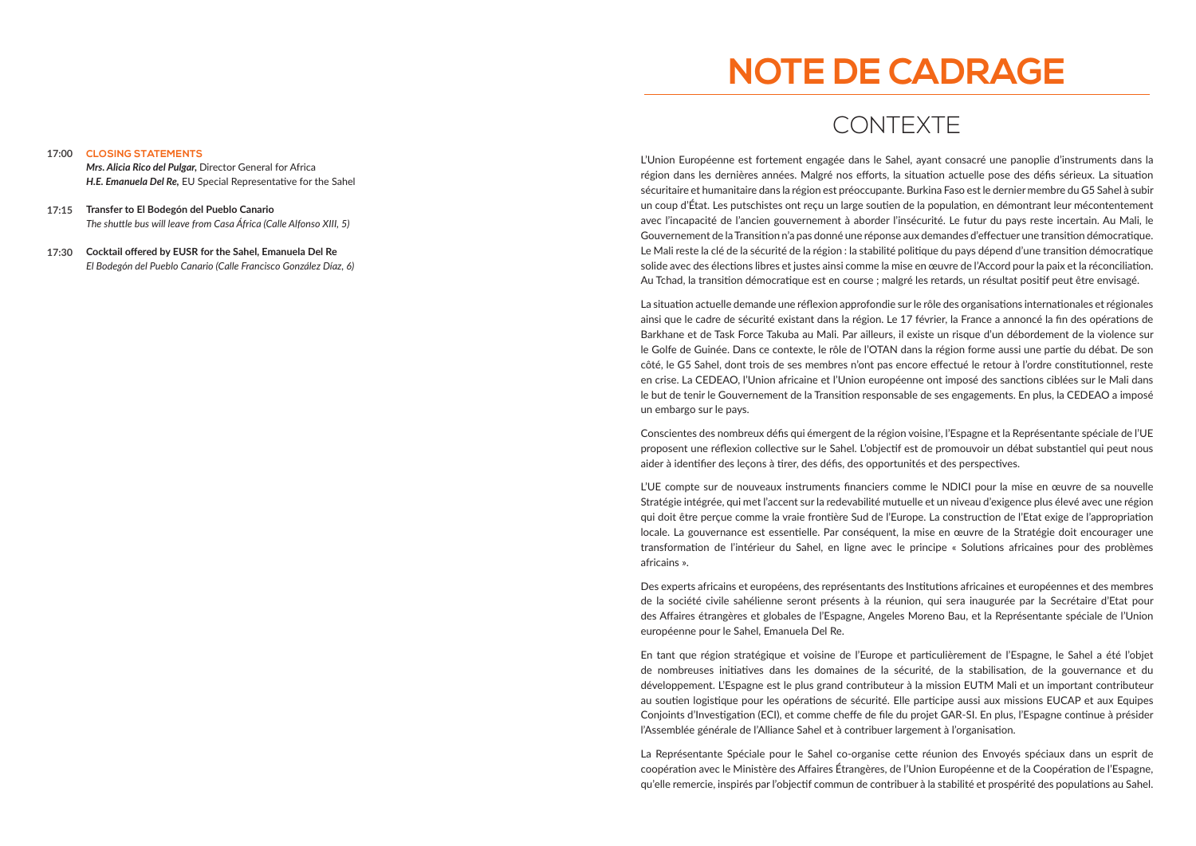**17:00** **CLOSING STATEMENTS**
***Mrs. Alicia Rico del Pulgar,*** Director General for Africa
***H.E. Emanuela Del Re,*** EU Special Representative for the Sahel

**17:15** **Transfer to El Bodegón del Pueblo Canario**
*The shuttle bus will leave from Casa África (Calle Alfonso XIII, 5)*

**17:30** **Cocktail offered by EUSR for the Sahel, Emanuela Del Re**
*El Bodegón del Pueblo Canario (Calle Francisco González Díaz, 6)*

# NOTE DE CADRAGE

## CONTEXTE

L'Union Européenne est fortement engagée dans le Sahel, ayant consacré une panoplie d'instruments dans la région dans les dernières années. Malgré nos efforts, la situation actuelle pose des défis sérieux. La situation sécuritaire et humanitaire dans la région est préoccupante. Burkina Faso est le dernier membre du G5 Sahel à subir un coup d'État. Les putschistes ont reçu un large soutien de la population, en démontrant leur mécontentement avec l'incapacité de l'ancien gouvernement à aborder l'insécurité. Le futur du pays reste incertain. Au Mali, le Gouvernement de la Transition n'a pas donné une réponse aux demandes d'effectuer une transition démocratique. Le Mali reste la clé de la sécurité de la région : la stabilité politique du pays dépend d'une transition démocratique solide avec des élections libres et justes ainsi comme la mise en œuvre de l'Accord pour la paix et la réconciliation. Au Tchad, la transition démocratique est en course ; malgré les retards, un résultat positif peut être envisagé.

La situation actuelle demande une réflexion approfondie sur le rôle des organisations internationales et régionales ainsi que le cadre de sécurité existant dans la région. Le 17 février, la France a annoncé la fin des opérations de Barkhane et de Task Force Takuba au Mali. Par ailleurs, il existe un risque d'un débordement de la violence sur le Golfe de Guinée. Dans ce contexte, le rôle de l'OTAN dans la région forme aussi une partie du débat. De son côté, le G5 Sahel, dont trois de ses membres n'ont pas encore effectué le retour à l'ordre constitutionnel, reste en crise. La CEDEAO, l'Union africaine et l'Union européenne ont imposé des sanctions ciblées sur le Mali dans le but de tenir le Gouvernement de la Transition responsable de ses engagements. En plus, la CEDEAO a imposé un embargo sur le pays.

Conscientes des nombreux défis qui émergent de la région voisine, l'Espagne et la Représentante spéciale de l'UE proposent une réflexion collective sur le Sahel. L'objectif est de promouvoir un débat substantiel qui peut nous aider à identifier des leçons à tirer, des défis, des opportunités et des perspectives.

L'UE compte sur de nouveaux instruments financiers comme le NDICI pour la mise en œuvre de sa nouvelle Stratégie intégrée, qui met l'accent sur la redevabilité mutuelle et un niveau d'exigence plus élevé avec une région qui doit être perçue comme la vraie frontière Sud de l'Europe. La construction de l'Etat exige de l'appropriation locale. La gouvernance est essentielle. Par conséquent, la mise en œuvre de la Stratégie doit encourager une transformation de l'intérieur du Sahel, en ligne avec le principe « Solutions africaines pour des problèmes africains ».

Des experts africains et européens, des représentants des Institutions africaines et européennes et des membres de la société civile sahélienne seront présents à la réunion, qui sera inaugurée par la Secrétaire d'Etat pour des Affaires étrangères et globales de l'Espagne, Angeles Moreno Bau, et la Représentante spéciale de l'Union européenne pour le Sahel, Emanuela Del Re.

En tant que région stratégique et voisine de l'Europe et particulièrement de l'Espagne, le Sahel a été l'objet de nombreuses initiatives dans les domaines de la sécurité, de la stabilisation, de la gouvernance et du développement. L'Espagne est le plus grand contributeur à la mission EUTM Mali et un important contributeur au soutien logistique pour les opérations de sécurité. Elle participe aussi aux missions EUCAP et aux Equipes Conjoints d'Investigation (ECI), et comme cheffe de file du projet GAR-SI. En plus, l'Espagne continue à présider l'Assemblée générale de l'Alliance Sahel et à contribuer largement à l'organisation.

La Représentante Spéciale pour le Sahel co-organise cette réunion des Envoyés spéciaux dans un esprit de coopération avec le Ministère des Affaires Étrangères, de l'Union Européenne et de la Coopération de l'Espagne, qu'elle remercie, inspirés par l'objectif commun de contribuer à la stabilité et prospérité des populations au Sahel.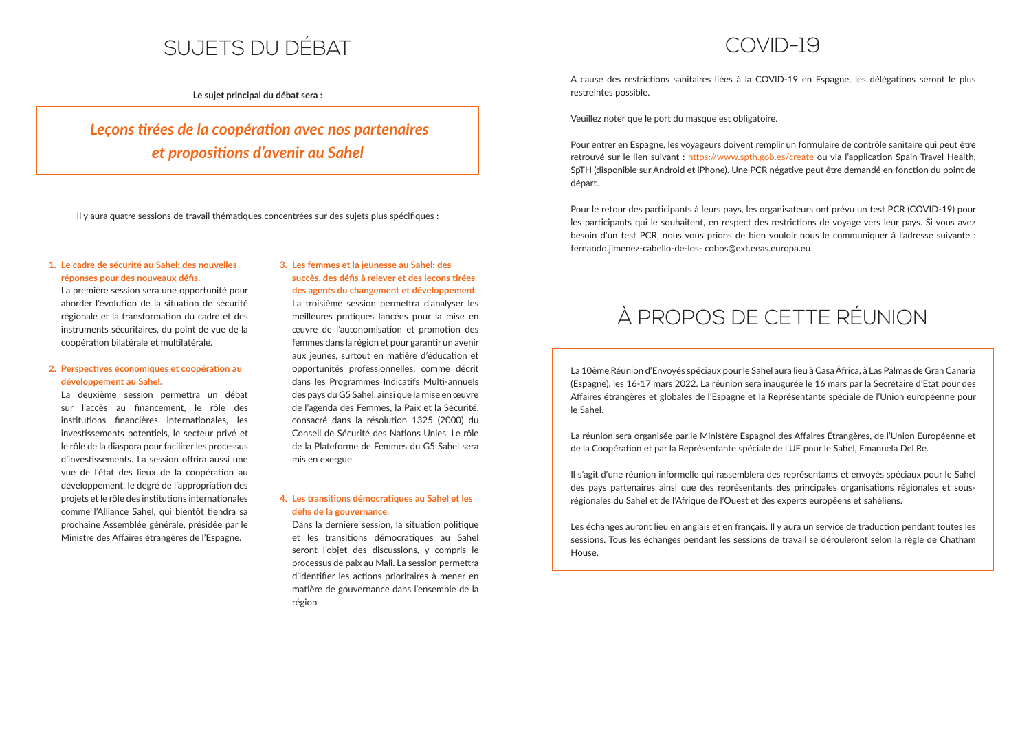# SUJETS DU DÉBAT

**Le sujet principal du débat sera :**

***Leçons tirées de la coopération avec nos partenaires et propositions d'avenir au Sahel***

Il y aura quatre sessions de travail thématiques concentrées sur des sujets plus spécifiques :

1. **Le cadre de sécurité au Sahel: des nouvelles réponses pour des nouveaux défis.**
   La première session sera une opportunité pour aborder l'évolution de la situation de sécurité régionale et la transformation du cadre et des instruments sécuritaires, du point de vue de la coopération bilatérale et multilatérale.

2. **Perspectives économiques et coopération au développement au Sahel.**
   La deuxième session permettra un débat sur l'accès au financement, le rôle des institutions financières internationales, les investissements potentiels, le secteur privé et le rôle de la diaspora pour faciliter les processus d'investissements. La session offrira aussi une vue de l'état des lieux de la coopération au développement, le degré de l'appropriation des projets et le rôle des institutions internationales comme l'Alliance Sahel, qui bientôt tiendra sa prochaine Assemblée générale, présidée par le Ministre des Affaires étrangères de l'Espagne.

3. **Les femmes et la jeunesse au Sahel: des succès, des défis à relever et des leçons tirées des agents du changement et développement.**
   La troisième session permettra d'analyser les meilleures pratiques lancées pour la mise en œuvre de l'autonomisation et promotion des femmes dans la région et pour garantir un avenir aux jeunes, surtout en matière d'éducation et opportunités professionnelles, comme décrit dans les Programmes Indicatifs Multi-annuels des pays du G5 Sahel, ainsi que la mise en œuvre de l'agenda des Femmes, la Paix et la Sécurité, consacré dans la résolution 1325 (2000) du Conseil de Sécurité des Nations Unies. Le rôle de la Plateforme de Femmes du G5 Sahel sera mis en exergue.

4. **Les transitions démocratiques au Sahel et les défis de la gouvernance.**
   Dans la dernière session, la situation politique et les transitions démocratiques au Sahel seront l'objet des discussions, y compris le processus de paix au Mali. La session permettra d'identifier les actions prioritaires à mener en matière de gouvernance dans l'ensemble de la région

# COVID-19

A cause des restrictions sanitaires liées à la COVID-19 en Espagne, les délégations seront le plus restreintes possible.

Veuillez noter que le port du masque est obligatoire.

Pour entrer en Espagne, les voyageurs doivent remplir un formulaire de contrôle sanitaire qui peut être retrouvé sur le lien suivant : https://www.spth.gob.es/create ou via l'application Spain Travel Health, SpTH (disponible sur Android et iPhone). Une PCR négative peut être demandé en fonction du point de départ.

Pour le retour des participants à leurs pays, les organisateurs ont prévu un test PCR (COVID-19) pour les participants qui le souhaitent, en respect des restrictions de voyage vers leur pays. Si vous avez besoin d'un test PCR, nous vous prions de bien vouloir nous le communiquer à l'adresse suivante : fernando.jimenez-cabello-de-los- cobos@ext.eeas.europa.eu

# À PROPOS DE CETTE RÉUNION

La 10ème Réunion d'Envoyés spéciaux pour le Sahel aura lieu à Casa África, à Las Palmas de Gran Canaria (Espagne), les 16-17 mars 2022. La réunion sera inaugurée le 16 mars par la Secrétaire d'Etat pour des Affaires étrangères et globales de l'Espagne et la Représentante spéciale de l'Union européenne pour le Sahel.

La réunion sera organisée par le Ministère Espagnol des Affaires Étrangères, de l'Union Européenne et de la Coopération et par la Représentante spéciale de l'UE pour le Sahel, Emanuela Del Re.

Il s'agit d'une réunion informelle qui rassemblera des représentants et envoyés spéciaux pour le Sahel des pays partenaires ainsi que des représentants des principales organisations régionales et sous-régionales du Sahel et de l'Afrique de l'Ouest et des experts européens et sahéliens.

Les échanges auront lieu en anglais et en français. Il y aura un service de traduction pendant toutes les sessions. Tous les échanges pendant les sessions de travail se dérouleront selon la règle de Chatham House.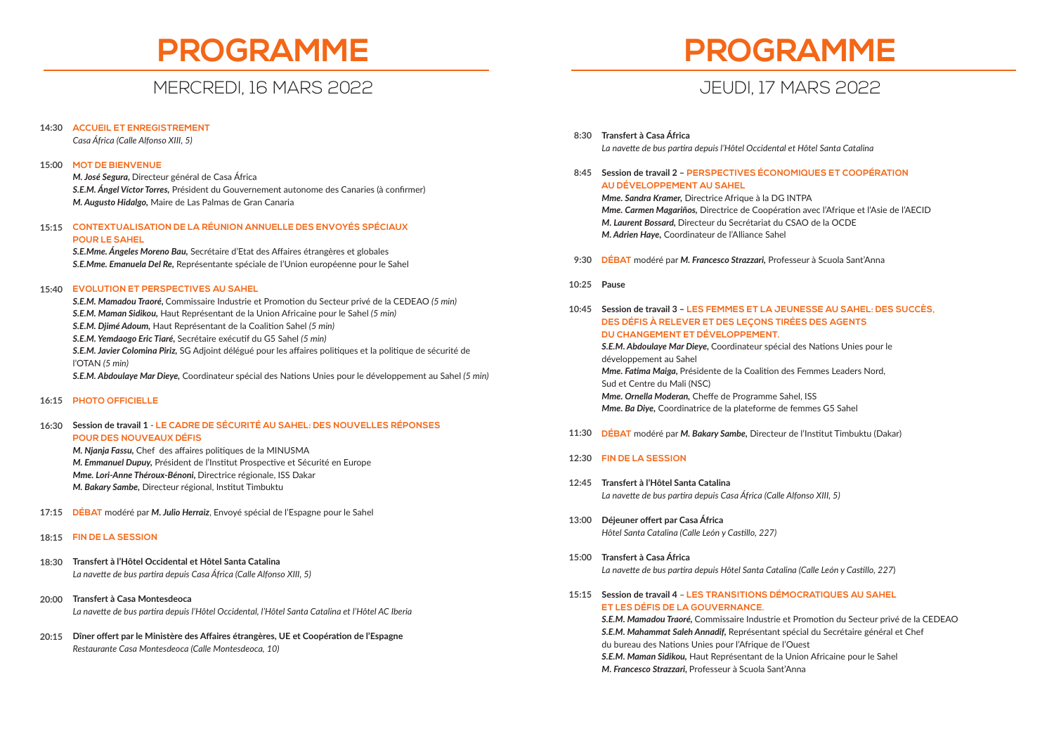# PROGRAMME

## MERCREDI, 16 MARS 2022

**14:30 ACCUEIL ET ENREGISTREMENT**
*Casa África (Calle Alfonso XIII, 5)*

**15:00 MOT DE BIENVENUE**
***M. José Segura,*** Directeur général de Casa África
***S.E.M. Ángel Víctor Torres,*** Président du Gouvernement autonome des Canaries (à confirmer)
***M. Augusto Hidalgo,*** Maire de Las Palmas de Gran Canaria

**15:15 CONTEXTUALISATION DE LA RÉUNION ANNUELLE DES ENVOYÉS SPÉCIAUX POUR LE SAHEL**
***S.E.Mme. Ángeles Moreno Bau,*** Secrétaire d'Etat des Affaires étrangères et globales
***S.E.Mme. Emanuela Del Re,*** Représentante spéciale de l'Union européenne pour le Sahel

**15:40 EVOLUTION ET PERSPECTIVES AU SAHEL**
***S.E.M. Mamadou Traoré,*** Commissaire Industrie et Promotion du Secteur privé de la CEDEAO *(5 min)*
***S.E.M. Maman Sidikou,*** Haut Représentant de la Union Africaine pour le Sahel *(5 min)*
***S.E.M. Djimé Adoum,*** Haut Représentant de la Coalition Sahel *(5 min)*
***S.E.M. Yemdaogo Eric Tiaré,*** Secrétaire exécutif du G5 Sahel *(5 min)*
***S.E.M. Javier Colomina Piriz,*** SG Adjoint délégué pour les affaires politiques et la politique de sécurité de l'OTAN *(5 min)*
***S.E.M. Abdoulaye Mar Dieye,*** Coordinateur spécial des Nations Unies pour le développement au Sahel *(5 min)*

**16:15 PHOTO OFFICIELLE**

**16:30 Session de travail 1 - LE CADRE DE SÉCURITÉ AU SAHEL: DES NOUVELLES RÉPONSES POUR DES NOUVEAUX DÉFIS**
***M. Njanja Fassu,*** Chef des affaires politiques de la MINUSMA
***M. Emmanuel Dupuy,*** Président de l'Institut Prospective et Sécurité en Europe
***Mme. Lori-Anne Théroux-Bénoni,*** Directrice régionale, ISS Dakar
***M. Bakary Sambe,*** Directeur régional, Institut Timbuktu

**17:15 DÉBAT** modéré par ***M. Julio Herraiz***, Envoyé spécial de l'Espagne pour le Sahel

**18:15 FIN DE LA SESSION**

**18:30 Transfert à l'Hôtel Occidental et Hôtel Santa Catalina**
*La navette de bus partira depuis Casa África (Calle Alfonso XIII, 5)*

**20:00 Transfert à Casa Montesdeoca**
*La navette de bus partira depuis l'Hôtel Occidental, l'Hôtel Santa Catalina et l'Hôtel AC Iberia*

**20:15 Dîner offert par le Ministère des Affaires étrangères, UE et Coopération de l'Espagne**
*Restaurante Casa Montesdeoca (Calle Montesdeoca, 10)*

# PROGRAMME

## JEUDI, 17 MARS 2022

**8:30 Transfert à Casa África**
*La navette de bus partira depuis l'Hôtel Occidental et Hôtel Santa Catalina*

**8:45 Session de travail 2 – PERSPECTIVES ÉCONOMIQUES ET COOPÉRATION AU DÉVELOPPEMENT AU SAHEL**
***Mme. Sandra Kramer,*** Directrice Afrique à la DG INTPA
***Mme. Carmen Magariños,*** Directrice de Coopération avec l'Afrique et l'Asie de l'AECID
***M. Laurent Bossard,*** Directeur du Secrétariat du CSAO de la OCDE
***M. Adrien Haye,*** Coordinateur de l'Alliance Sahel

**9:30 DÉBAT** modéré par ***M. Francesco Strazzari,*** Professeur à Scuola Sant'Anna

**10:25 Pause**

**10:45 Session de travail 3 – LES FEMMES ET LA JEUNESSE AU SAHEL: DES SUCCÈS, DES DÉFIS À RELEVER ET DES LEÇONS TIRÉES DES AGENTS DU CHANGEMENT ET DÉVELOPPEMENT.**
***S.E.M. Abdoulaye Mar Dieye,*** Coordinateur spécial des Nations Unies pour le développement au Sahel
***Mme. Fatima Maiga,*** Présidente de la Coalition des Femmes Leaders Nord, Sud et Centre du Mali (NSC)
***Mme. Ornella Moderan,*** Cheffe de Programme Sahel, ISS
***Mme. Ba Diye,*** Coordinatrice de la plateforme de femmes G5 Sahel

**11:30 DÉBAT** modéré par ***M. Bakary Sambe,*** Directeur de l'Institut Timbuktu (Dakar)

**12:30 FIN DE LA SESSION**

**12:45 Transfert à l'Hôtel Santa Catalina**
*La navette de bus partira depuis Casa África (Calle Alfonso XIII, 5)*

**13:00 Déjeuner offert par Casa África**
*Hôtel Santa Catalina (Calle León y Castillo, 227)*

**15:00 Transfert à Casa África**
*La navette de bus partira depuis Hôtel Santa Catalina (Calle León y Castillo, 227)*

**15:15 Session de travail 4 – LES TRANSITIONS DÉMOCRATIQUES AU SAHEL ET LES DÉFIS DE LA GOUVERNANCE.**
***S.E.M. Mamadou Traoré,*** Commissaire Industrie et Promotion du Secteur privé de la CEDEAO
***S.E.M. Mahammat Saleh Annadif,*** Représentant spécial du Secrétaire général et Chef du bureau des Nations Unies pour l'Afrique de l'Ouest
***S.E.M. Maman Sidikou,*** Haut Représentant de la Union Africaine pour le Sahel
***M. Francesco Strazzari,*** Professeur à Scuola Sant'Anna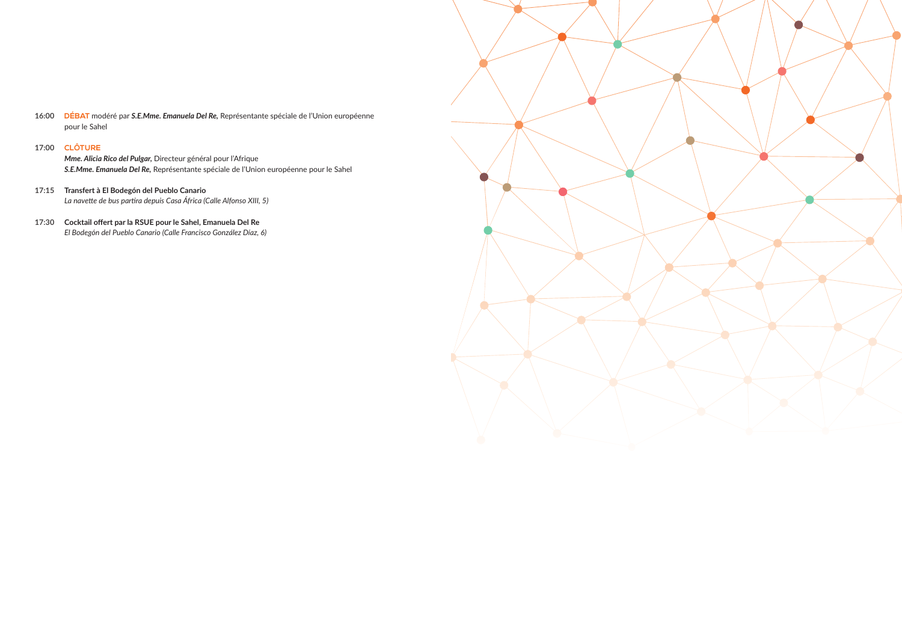**16:00** **DÉBAT** modéré par ***S.E.Mme. Emanuela Del Re,*** Représentante spéciale de l'Union européenne pour le Sahel

**17:00** **CLÔTURE**
***Mme. Alicia Rico del Pulgar,*** Directeur général pour l'Afrique
***S.E.Mme. Emanuela Del Re,*** Représentante spéciale de l'Union européenne pour le Sahel

**17:15** **Transfert à El Bodegón del Pueblo Canario**
*La navette de bus partira depuis Casa África (Calle Alfonso XIII, 5)*

**17:30** **Cocktail offert par la RSUE pour le Sahel, Emanuela Del Re**
*El Bodegón del Pueblo Canario (Calle Francisco González Díaz, 6)*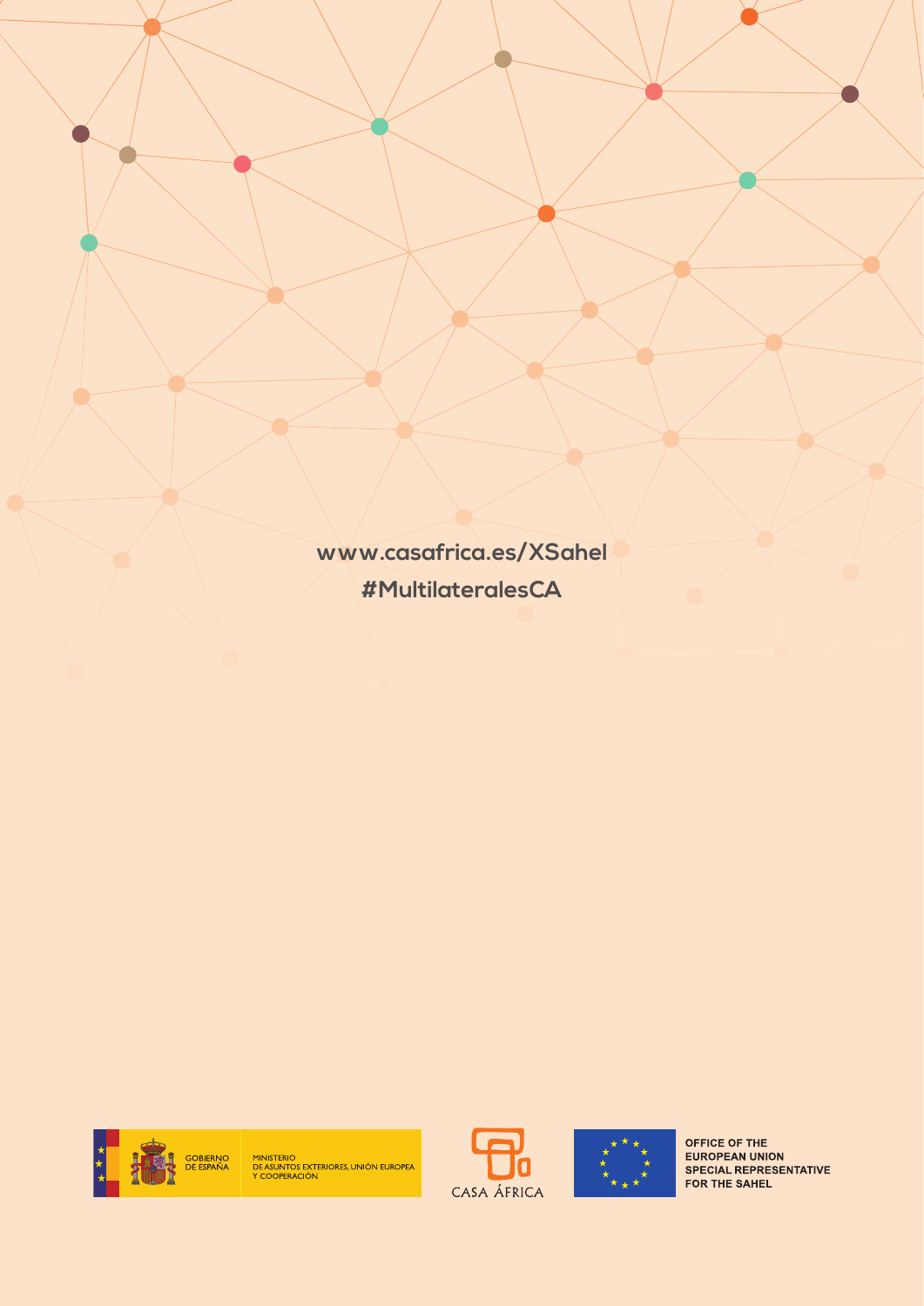www.casafrica.es/XSahel

#MultilateralesCA

GOBIERNO DE ESPAÑA

MINISTERIO DE ASUNTOS EXTERIORES, UNIÓN EUROPEA Y COOPERACIÓN

CASA ÁFRICA

OFFICE OF THE EUROPEAN UNION SPECIAL REPRESENTATIVE FOR THE SAHEL